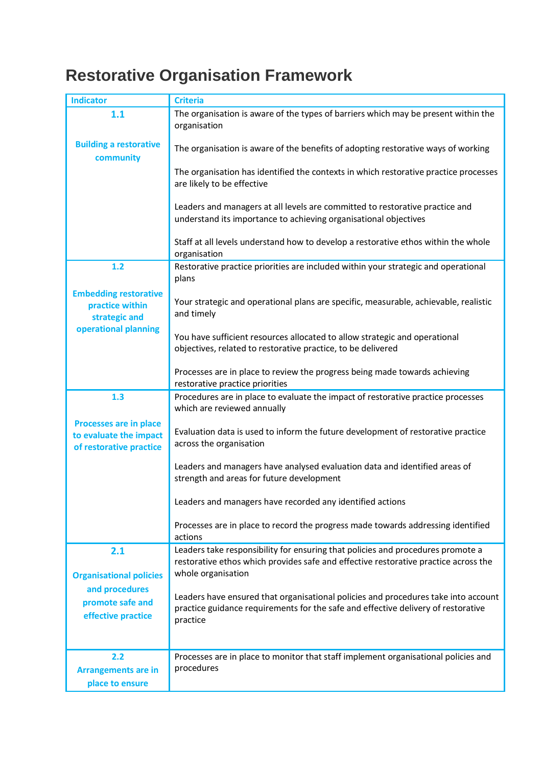# Restorative Organisation Framework

| Indicator | Criteria |
|---|---|
| **1.1**<br><br>**Building a restorative community** | The organisation is aware of the types of barriers which may be present within the organisation<br><br>The organisation is aware of the benefits of adopting restorative ways of working<br><br>The organisation has identified the contexts in which restorative practice processes are likely to be effective<br><br>Leaders and managers at all levels are committed to restorative practice and understand its importance to achieving organisational objectives<br><br>Staff at all levels understand how to develop a restorative ethos within the whole organisation |
| **1.2**<br><br>**Embedding restorative practice within strategic and operational planning** | Restorative practice priorities are included within your strategic and operational plans<br><br>Your strategic and operational plans are specific, measurable, achievable, realistic and timely<br><br>You have sufficient resources allocated to allow strategic and operational objectives, related to restorative practice, to be delivered<br><br>Processes are in place to review the progress being made towards achieving restorative practice priorities |
| **1.3**<br><br>**Processes are in place to evaluate the impact of restorative practice** | Procedures are in place to evaluate the impact of restorative practice processes which are reviewed annually<br><br>Evaluation data is used to inform the future development of restorative practice across the organisation<br><br>Leaders and managers have analysed evaluation data and identified areas of strength and areas for future development<br><br>Leaders and managers have recorded any identified actions<br><br>Processes are in place to record the progress made towards addressing identified actions |
| **2.1**<br><br>**Organisational policies and procedures promote safe and effective practice** | Leaders take responsibility for ensuring that policies and procedures promote a restorative ethos which provides safe and effective restorative practice across the whole organisation<br><br>Leaders have ensured that organisational policies and procedures take into account practice guidance requirements for the safe and effective delivery of restorative practice |
| **2.2**<br>**Arrangements are in place to ensure** | Processes are in place to monitor that staff implement organisational policies and procedures |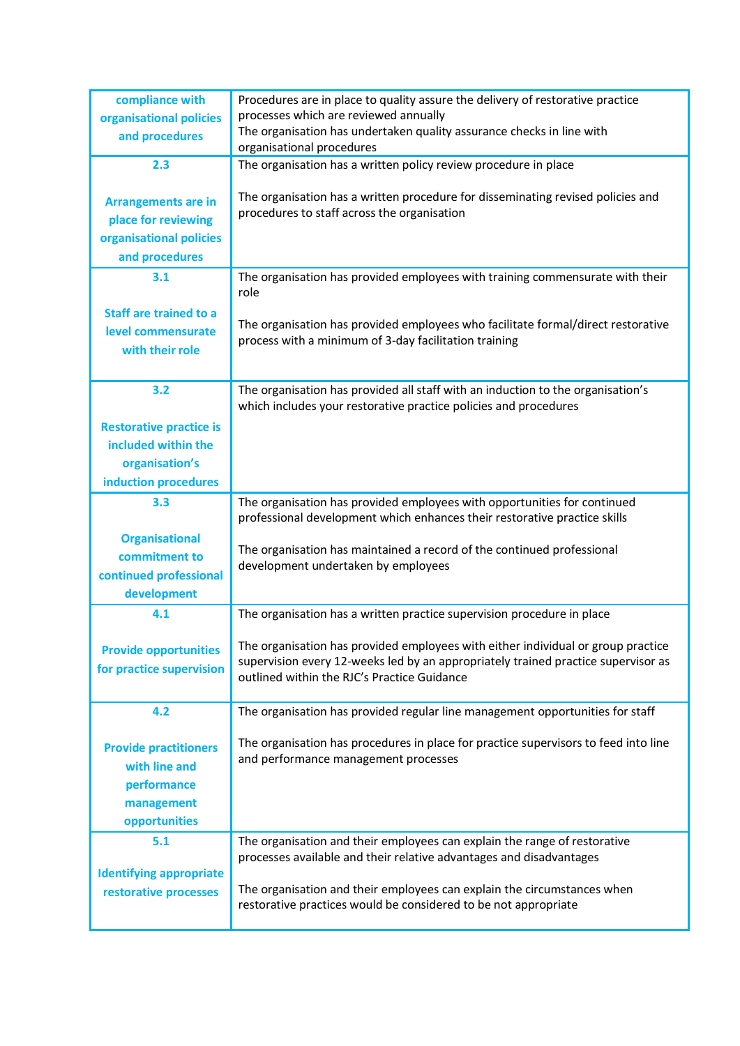| | |
|---|---|
| **compliance with organisational policies and procedures** | Procedures are in place to quality assure the delivery of restorative practice processes which are reviewed annually<br>The organisation has undertaken quality assurance checks in line with organisational procedures |
| **2.3**<br><br>**Arrangements are in place for reviewing organisational policies and procedures** | The organisation has a written policy review procedure in place<br><br>The organisation has a written procedure for disseminating revised policies and procedures to staff across the organisation |
| **3.1**<br><br>**Staff are trained to a level commensurate with their role** | The organisation has provided employees with training commensurate with their role<br><br>The organisation has provided employees who facilitate formal/direct restorative process with a minimum of 3-day facilitation training |
| **3.2**<br><br>**Restorative practice is included within the organisation's induction procedures** | The organisation has provided all staff with an induction to the organisation's which includes your restorative practice policies and procedures |
| **3.3**<br><br>**Organisational commitment to continued professional development** | The organisation has provided employees with opportunities for continued professional development which enhances their restorative practice skills<br><br>The organisation has maintained a record of the continued professional development undertaken by employees |
| **4.1**<br><br>**Provide opportunities for practice supervision** | The organisation has a written practice supervision procedure in place<br><br>The organisation has provided employees with either individual or group practice supervision every 12-weeks led by an appropriately trained practice supervisor as outlined within the RJC's Practice Guidance |
| **4.2**<br><br>**Provide practitioners with line and performance management opportunities** | The organisation has provided regular line management opportunities for staff<br><br>The organisation has procedures in place for practice supervisors to feed into line and performance management processes |
| **5.1**<br><br>**Identifying appropriate restorative processes** | The organisation and their employees can explain the range of restorative processes available and their relative advantages and disadvantages<br><br>The organisation and their employees can explain the circumstances when restorative practices would be considered to be not appropriate |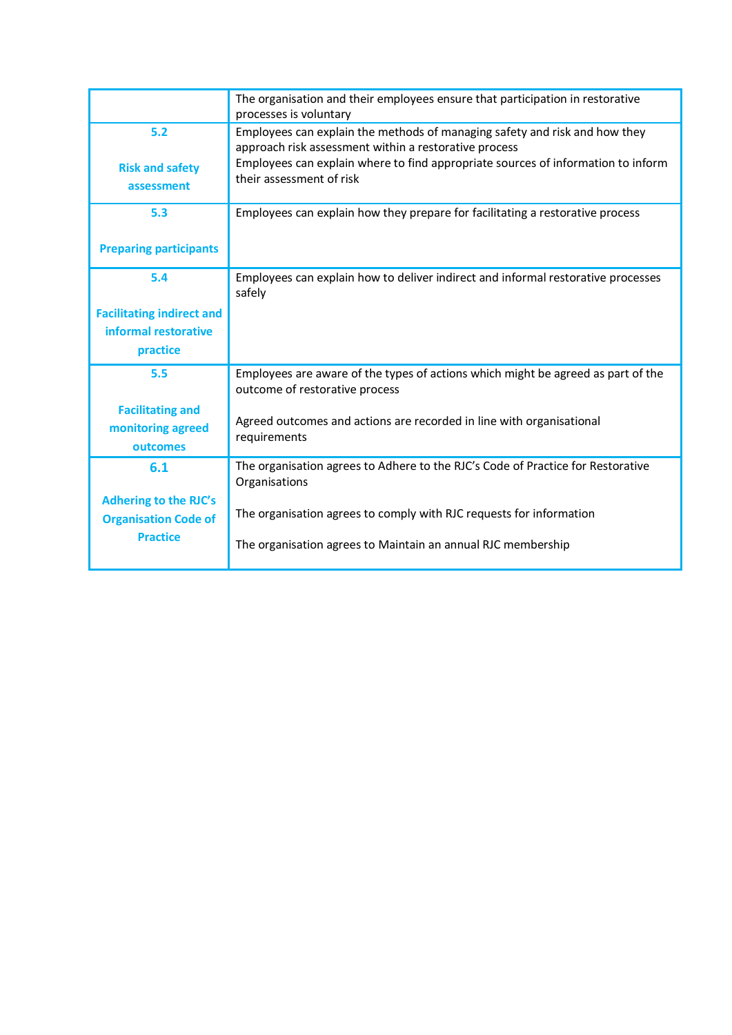| | |
|---|---|
| | The organisation and their employees ensure that participation in restorative processes is voluntary |
| **5.2**<br><br>**Risk and safety assessment** | Employees can explain the methods of managing safety and risk and how they approach risk assessment within a restorative process<br>Employees can explain where to find appropriate sources of information to inform their assessment of risk |
| **5.3**<br><br>**Preparing participants** | Employees can explain how they prepare for facilitating a restorative process |
| **5.4**<br><br>**Facilitating indirect and informal restorative practice** | Employees can explain how to deliver indirect and informal restorative processes safely |
| **5.5**<br><br>**Facilitating and monitoring agreed outcomes** | Employees are aware of the types of actions which might be agreed as part of the outcome of restorative process<br><br>Agreed outcomes and actions are recorded in line with organisational requirements |
| **6.1**<br><br>**Adhering to the RJC's Organisation Code of Practice** | The organisation agrees to Adhere to the RJC's Code of Practice for Restorative Organisations<br><br>The organisation agrees to comply with RJC requests for information<br><br>The organisation agrees to Maintain an annual RJC membership |